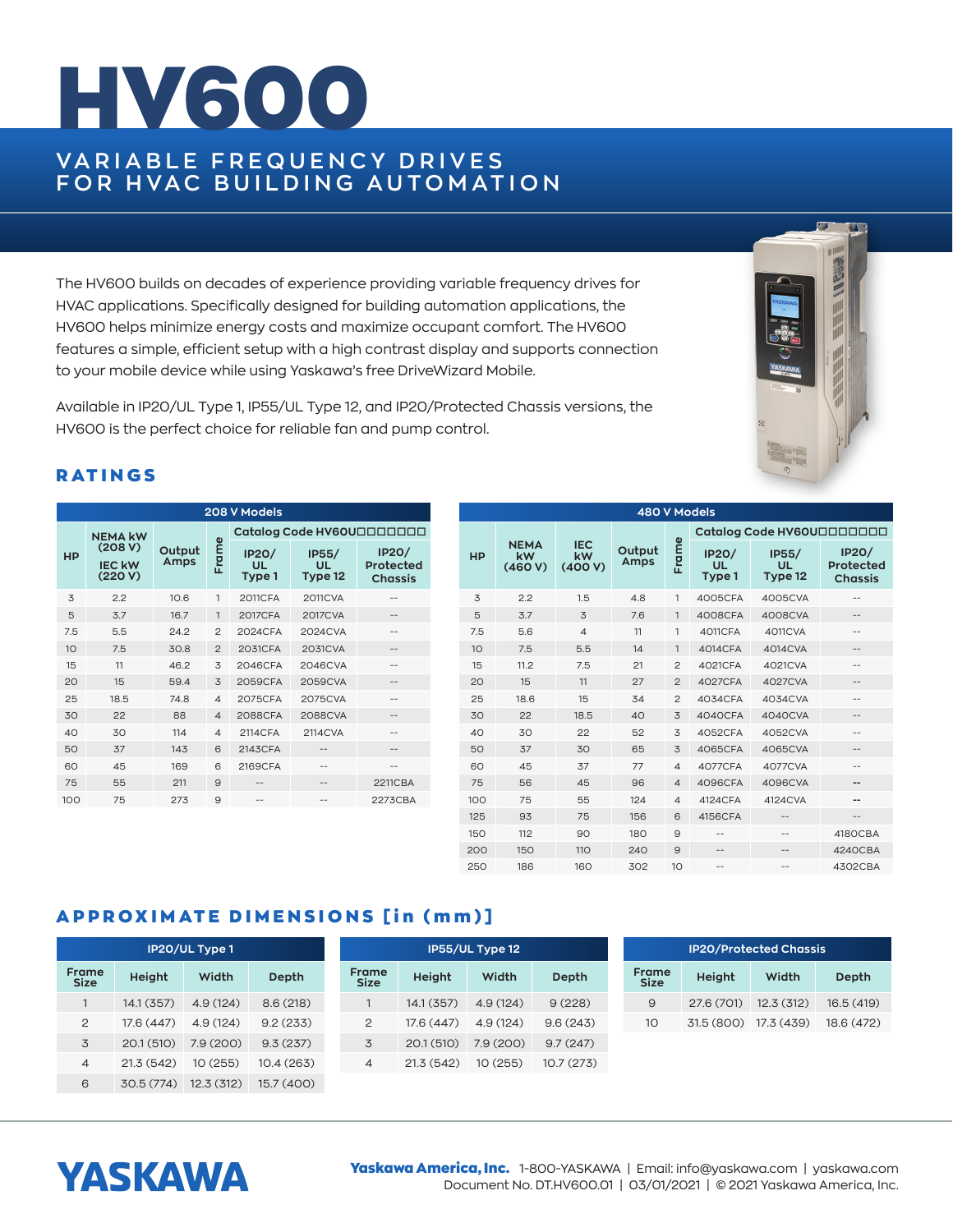# HV600

## VARIABLE FREQUENCY DRIVES FOR HVAC BUILDING AUTOMATION

The HV600 builds on decades of experience providing variable frequency drives for HVAC applications. Specifically designed for building automation applications, the HV600 helps minimize energy costs and maximize occupant comfort. The HV600 features a simple, efficient setup with a high contrast display and supports connection to your mobile device while using Yaskawa's free DriveWizard Mobile.

Available in IP20/UL Type 1, IP55/UL Type 12, and IP20/Protected Chassis versions, the HV600 is the perfect choice for reliable fan and pump control.

## RATINGS

**208 V Models**

| HP | NEMA kW (208 V) IEC kW (220 V) | Output Amps | Frame | Catalog Code HV60U□□□□□□□ IP20/ UL Type 1 | IP55/ UL Type 12 | IP20/ Protected Chassis |
|---|---|---|---|---|---|---|
| 3 | 2.2 | 10.6 | 1 | 2011CFA | 2011CVA | -- |
| 5 | 3.7 | 16.7 | 1 | 2017CFA | 2017CVA | -- |
| 7.5 | 5.5 | 24.2 | 2 | 2024CFA | 2024CVA | -- |
| 10 | 7.5 | 30.8 | 2 | 2031CFA | 2031CVA | -- |
| 15 | 11 | 46.2 | 3 | 2046CFA | 2046CVA | -- |
| 20 | 15 | 59.4 | 3 | 2059CFA | 2059CVA | -- |
| 25 | 18.5 | 74.8 | 4 | 2075CFA | 2075CVA | -- |
| 30 | 22 | 88 | 4 | 2088CFA | 2088CVA | -- |
| 40 | 30 | 114 | 4 | 2114CFA | 2114CVA | -- |
| 50 | 37 | 143 | 6 | 2143CFA | -- | -- |
| 60 | 45 | 169 | 6 | 2169CFA | -- | -- |
| 75 | 55 | 211 | 9 | -- | -- | 2211CBA |
| 100 | 75 | 273 | 9 | -- | -- | 2273CBA |

**480 V Models**

| HP | NEMA kW (460 V) | IEC kW (400 V) | Output Amps | Frame | Catalog Code HV60U□□□□□□□ IP20/ UL Type 1 | IP55/ UL Type 12 | IP20/ Protected Chassis |
|---|---|---|---|---|---|---|---|
| 3 | 2.2 | 1.5 | 4.8 | 1 | 4005CFA | 4005CVA | -- |
| 5 | 3.7 | 3 | 7.6 | 1 | 4008CFA | 4008CVA | -- |
| 7.5 | 5.6 | 4 | 11 | 1 | 4011CFA | 4011CVA | -- |
| 10 | 7.5 | 5.5 | 14 | 1 | 4014CFA | 4014CVA | -- |
| 15 | 11.2 | 7.5 | 21 | 2 | 4021CFA | 4021CVA | -- |
| 20 | 15 | 11 | 27 | 2 | 4027CFA | 4027CVA | -- |
| 25 | 18.6 | 15 | 34 | 2 | 4034CFA | 4034CVA | -- |
| 30 | 22 | 18.5 | 40 | 3 | 4040CFA | 4040CVA | -- |
| 40 | 30 | 22 | 52 | 3 | 4052CFA | 4052CVA | -- |
| 50 | 37 | 30 | 65 | 3 | 4065CFA | 4065CVA | -- |
| 60 | 45 | 37 | 77 | 4 | 4077CFA | 4077CVA | -- |
| 75 | 56 | 45 | 96 | 4 | 4096CFA | 4096CVA | -- |
| 100 | 75 | 55 | 124 | 4 | 4124CFA | 4124CVA | -- |
| 125 | 93 | 75 | 156 | 6 | 4156CFA | -- | -- |
| 150 | 112 | 90 | 180 | 9 | -- | -- | 4180CBA |
| 200 | 150 | 110 | 240 | 9 | -- | -- | 4240CBA |
| 250 | 186 | 160 | 302 | 10 | -- | -- | 4302CBA |

## APPROXIMATE DIMENSIONS [in (mm)]

**IP20/UL Type 1**

| Frame Size | Height | Width | Depth |
|---|---|---|---|
| 1 | 14.1 (357) | 4.9 (124) | 8.6 (218) |
| 2 | 17.6 (447) | 4.9 (124) | 9.2 (233) |
| 3 | 20.1 (510) | 7.9 (200) | 9.3 (237) |
| 4 | 21.3 (542) | 10 (255) | 10.4 (263) |
| 6 | 30.5 (774) | 12.3 (312) | 15.7 (400) |

**IP55/UL Type 12**

| Frame Size | Height | Width | Depth |
|---|---|---|---|
| 1 | 14.1 (357) | 4.9 (124) | 9 (228) |
| 2 | 17.6 (447) | 4.9 (124) | 9.6 (243) |
| 3 | 20.1 (510) | 7.9 (200) | 9.7 (247) |
| 4 | 21.3 (542) | 10 (255) | 10.7 (273) |

**IP20/Protected Chassis**

| Frame Size | Height | Width | Depth |
|---|---|---|---|
| 9 | 27.6 (701) | 12.3 (312) | 16.5 (419) |
| 10 | 31.5 (800) | 17.3 (439) | 18.6 (472) |

YASKAWA

**Yaskawa America, Inc.** 1-800-YASKAWA | Email: info@yaskawa.com | yaskawa.com
Document No. DT.HV600.01 | 03/01/2021 | © 2021 Yaskawa America, Inc.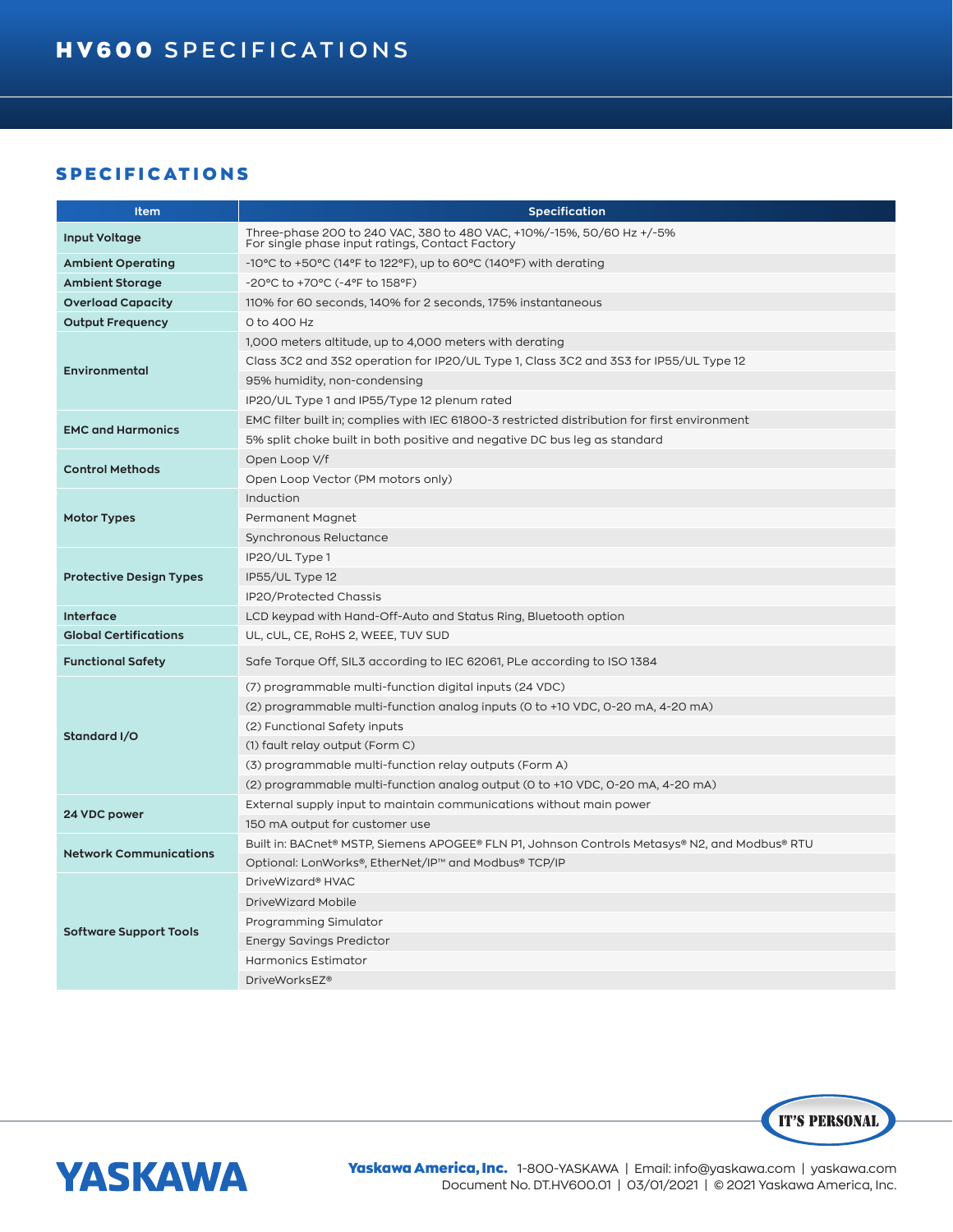# HV600 SPECIFICATIONS

## SPECIFICATIONS

| Item | Specification |
| --- | --- |
| Input Voltage | Three-phase 200 to 240 VAC, 380 to 480 VAC, +10%/-15%, 50/60 Hz +/-5%<br>For single phase input ratings, Contact Factory |
| Ambient Operating | -10°C to +50°C (14°F to 122°F), up to 60°C (140°F) with derating |
| Ambient Storage | -20°C to +70°C (-4°F to 158°F) |
| Overload Capacity | 110% for 60 seconds, 140% for 2 seconds, 175% instantaneous |
| Output Frequency | 0 to 400 Hz |
| Environmental | 1,000 meters altitude, up to 4,000 meters with derating |
| | Class 3C2 and 3S2 operation for IP20/UL Type 1, Class 3C2 and 3S3 for IP55/UL Type 12 |
| | 95% humidity, non-condensing |
| | IP20/UL Type 1 and IP55/Type 12 plenum rated |
| EMC and Harmonics | EMC filter built in; complies with IEC 61800-3 restricted distribution for first environment |
| | 5% split choke built in both positive and negative DC bus leg as standard |
| Control Methods | Open Loop V/f |
| | Open Loop Vector (PM motors only) |
| Motor Types | Induction |
| | Permanent Magnet |
| | Synchronous Reluctance |
| Protective Design Types | IP20/UL Type 1 |
| | IP55/UL Type 12 |
| | IP20/Protected Chassis |
| Interface | LCD keypad with Hand-Off-Auto and Status Ring, Bluetooth option |
| Global Certifications | UL, cUL, CE, RoHS 2, WEEE, TUV SUD |
| Functional Safety | Safe Torque Off, SIL3 according to IEC 62061, PLe according to ISO 1384 |
| Standard I/O | (7) programmable multi-function digital inputs (24 VDC) |
| | (2) programmable multi-function analog inputs (0 to +10 VDC, 0-20 mA, 4-20 mA) |
| | (2) Functional Safety inputs |
| | (1) fault relay output (Form C) |
| | (3) programmable multi-function relay outputs (Form A) |
| | (2) programmable multi-function analog output (0 to +10 VDC, 0-20 mA, 4-20 mA) |
| 24 VDC power | External supply input to maintain communications without main power |
| | 150 mA output for customer use |
| Network Communications | Built in: BACnet® MSTP, Siemens APOGEE® FLN P1, Johnson Controls Metasys® N2, and Modbus® RTU |
| | Optional: LonWorks®, EtherNet/IP™ and Modbus® TCP/IP |
| Software Support Tools | DriveWizard® HVAC |
| | DriveWizard Mobile |
| | Programming Simulator |
| | Energy Savings Predictor |
| | Harmonics Estimator |
| | DriveWorksEZ® |

IT'S PERSONAL

YASKAWA

**Yaskawa America, Inc.** 1-800-YASKAWA | Email: info@yaskawa.com | yaskawa.com
Document No. DT.HV600.01 | 03/01/2021 | © 2021 Yaskawa America, Inc.